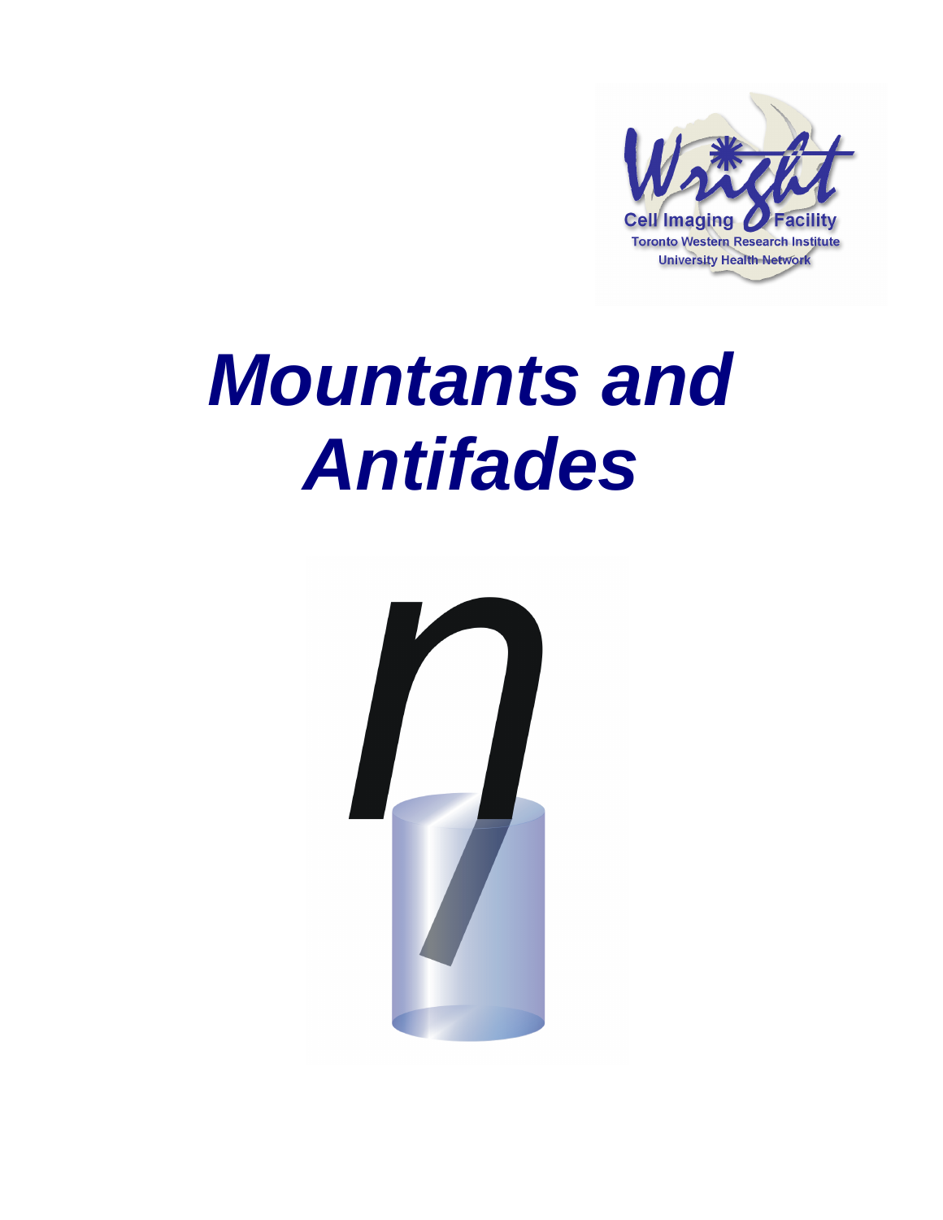Wright

Cell Imaging Facility

Toronto Western Research Institute

University Health Network

# *Mountants and Antifades*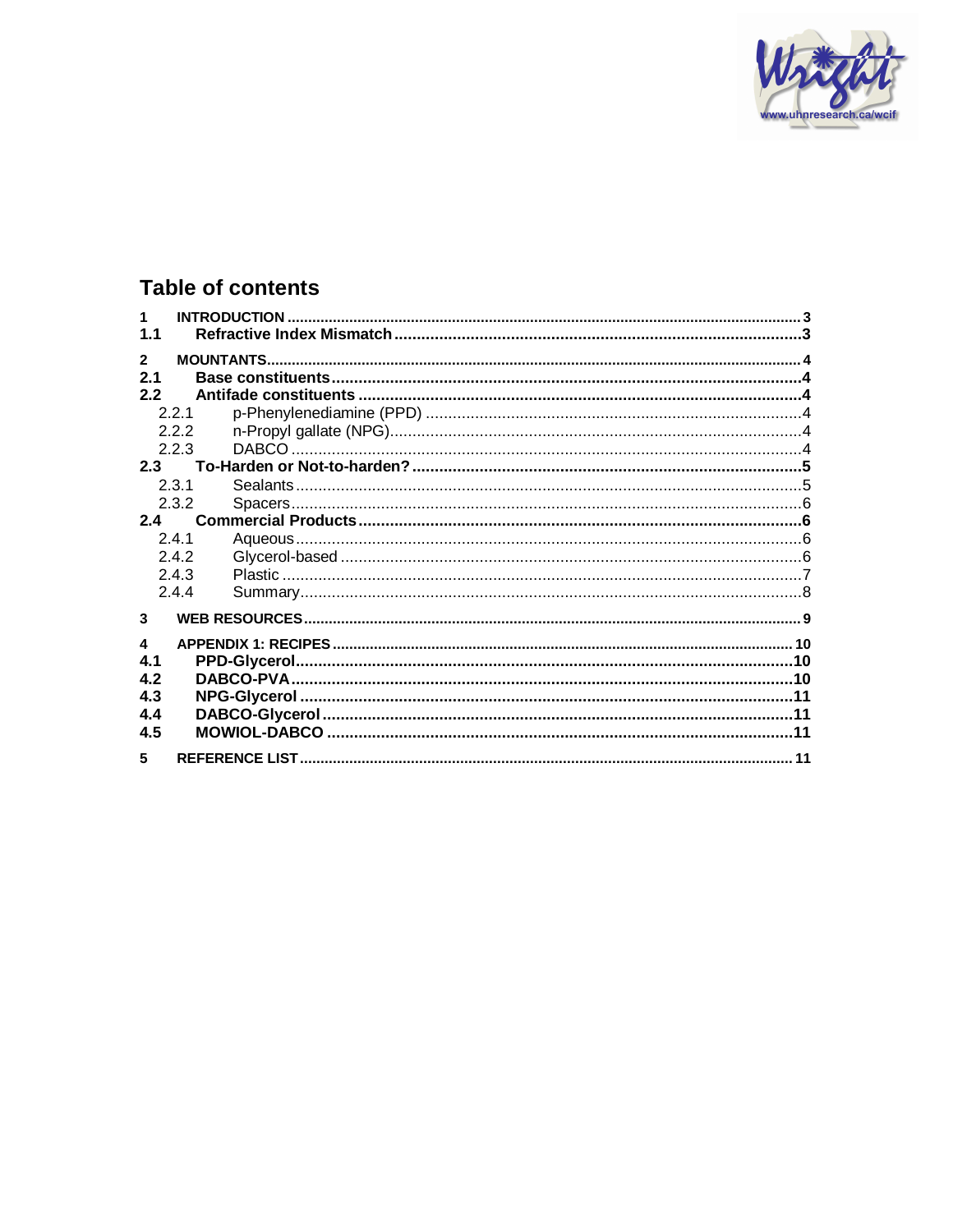## Table of contents

1 INTRODUCTION ..... 3
1.1 Refractive Index Mismatch ..... 3

2 MOUNTANTS ..... 4
2.1 Base constituents ..... 4
2.2 Antifade constituents ..... 4
  2.2.1 p-Phenylenediamine (PPD) ..... 4
  2.2.2 n-Propyl gallate (NPG) ..... 4
  2.2.3 DABCO ..... 4
2.3 To-Harden or Not-to-harden? ..... 5
  2.3.1 Sealants ..... 5
  2.3.2 Spacers ..... 6
2.4 Commercial Products ..... 6
  2.4.1 Aqueous ..... 6
  2.4.2 Glycerol-based ..... 6
  2.4.3 Plastic ..... 7
  2.4.4 Summary ..... 8

3 WEB RESOURCES ..... 9

4 APPENDIX 1: RECIPES ..... 10
4.1 PPD-Glycerol ..... 10
4.2 DABCO-PVA ..... 10
4.3 NPG-Glycerol ..... 11
4.4 DABCO-Glycerol ..... 11
4.5 MOWIOL-DABCO ..... 11

5 REFERENCE LIST ..... 11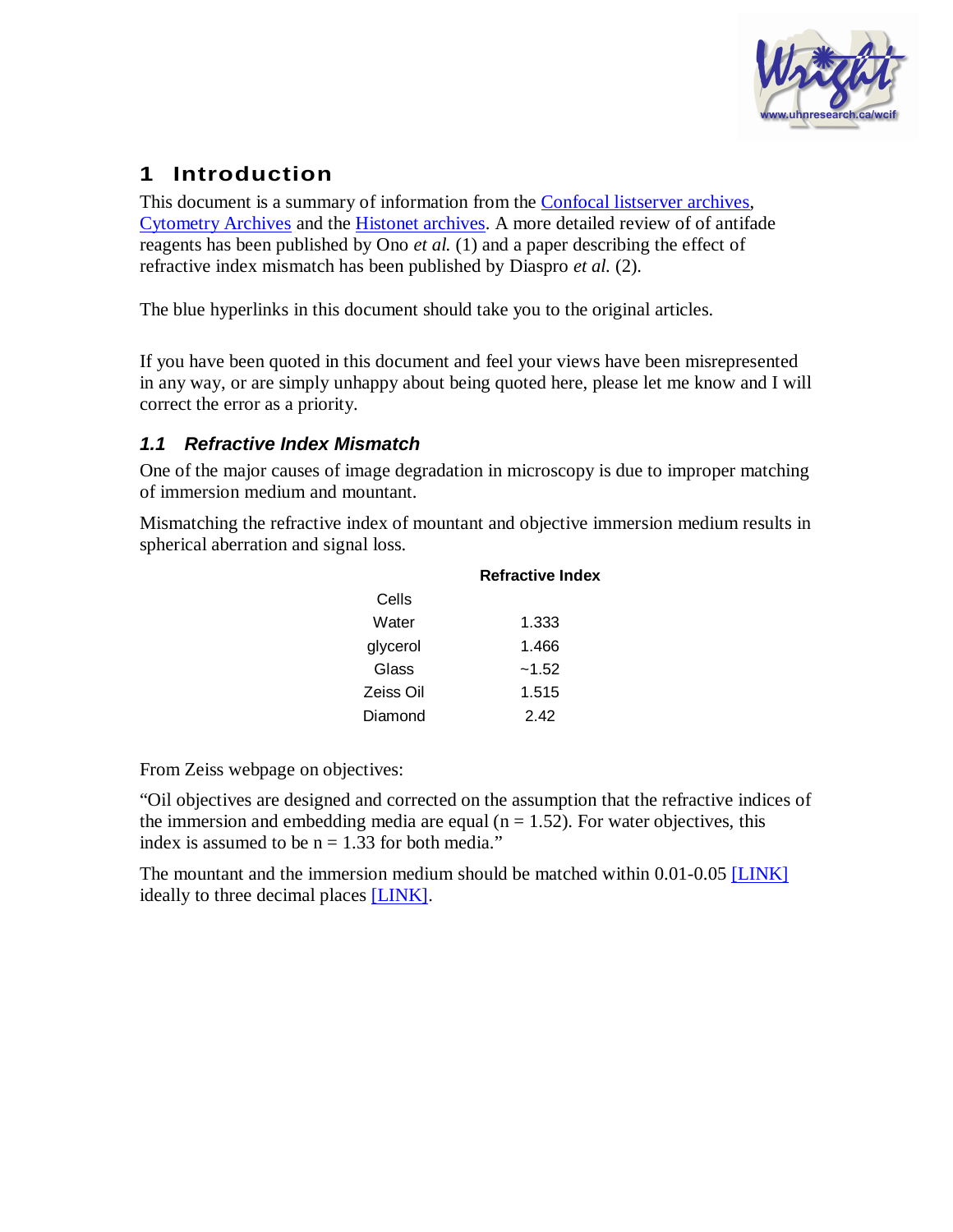# 1 Introduction

This document is a summary of information from the Confocal listserver archives, Cytometry Archives and the Histonet archives. A more detailed review of of antifade reagents has been published by Ono *et al.* (1) and a paper describing the effect of refractive index mismatch has been published by Diaspro *et al.* (2).

The blue hyperlinks in this document should take you to the original articles.

If you have been quoted in this document and feel your views have been misrepresented in any way, or are simply unhappy about being quoted here, please let me know and I will correct the error as a priority.

## *1.1 Refractive Index Mismatch*

One of the major causes of image degradation in microscopy is due to improper matching of immersion medium and mountant.

Mismatching the refractive index of mountant and objective immersion medium results in spherical aberration and signal loss.

| | Refractive Index |
|---|---|
| Cells | |
| Water | 1.333 |
| glycerol | 1.466 |
| Glass | ~1.52 |
| Zeiss Oil | 1.515 |
| Diamond | 2.42 |

From Zeiss webpage on objectives:

"Oil objectives are designed and corrected on the assumption that the refractive indices of the immersion and embedding media are equal (n = 1.52). For water objectives, this index is assumed to be n = 1.33 for both media."

The mountant and the immersion medium should be matched within 0.01-0.05 [LINK] ideally to three decimal places [LINK].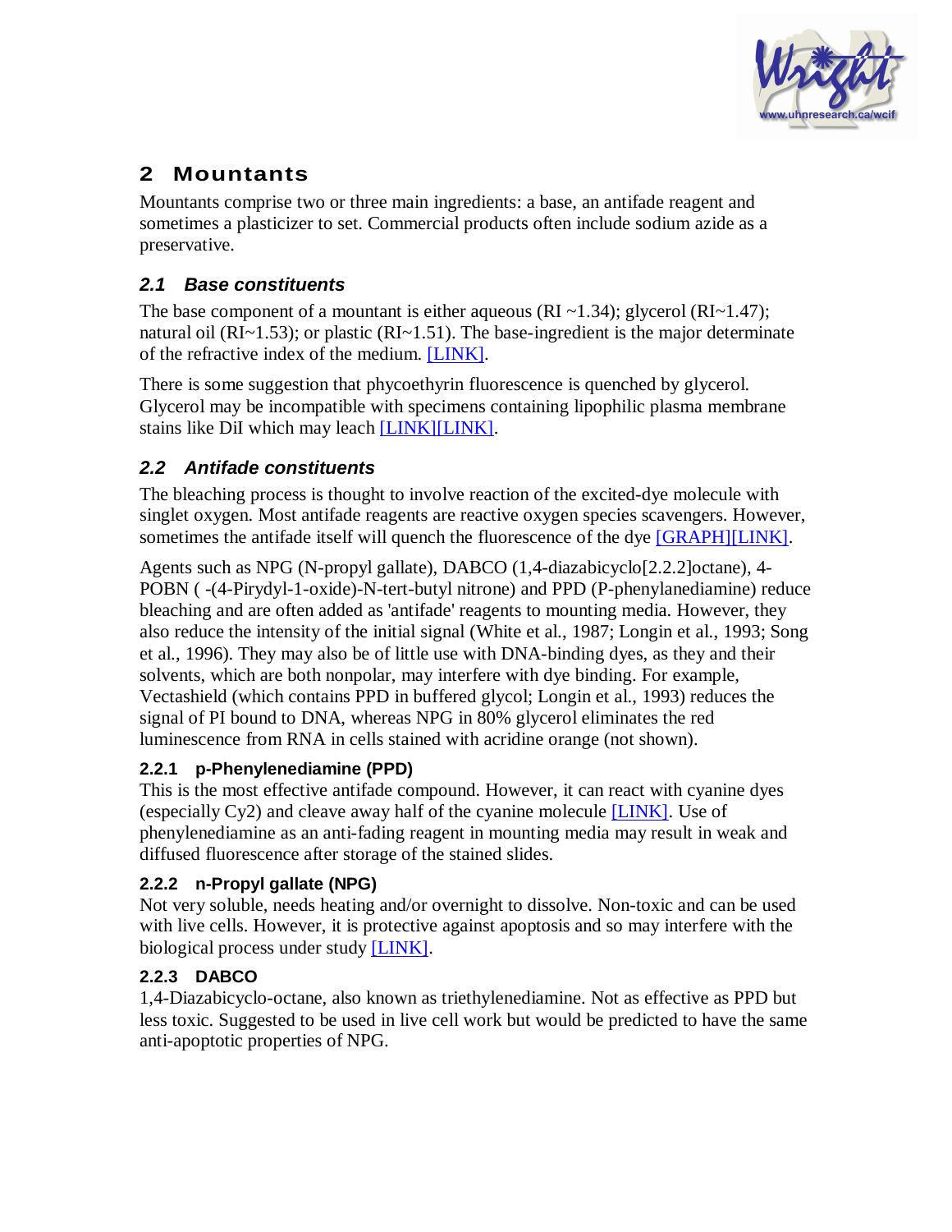## 2 Mountants

Mountants comprise two or three main ingredients: a base, an antifade reagent and sometimes a plasticizer to set. Commercial products often include sodium azide as a preservative.

### 2.1 *Base constituents*

The base component of a mountant is either aqueous (RI ~1.34); glycerol (RI~1.47); natural oil (RI~1.53); or plastic (RI~1.51). The base-ingredient is the major determinate of the refractive index of the medium. [LINK].

There is some suggestion that phycoethyrin fluorescence is quenched by glycerol. Glycerol may be incompatible with specimens containing lipophilic plasma membrane stains like DiI which may leach [LINK][LINK].

### 2.2 *Antifade constituents*

The bleaching process is thought to involve reaction of the excited-dye molecule with singlet oxygen. Most antifade reagents are reactive oxygen species scavengers. However, sometimes the antifade itself will quench the fluorescence of the dye [GRAPH][LINK].

Agents such as NPG (N-propyl gallate), DABCO (1,4-diazabicyclo[2.2.2]octane), 4-POBN ( -(4-Pirydyl-1-oxide)-N-tert-butyl nitrone) and PPD (P-phenylanediamine) reduce bleaching and are often added as 'antifade' reagents to mounting media. However, they also reduce the intensity of the initial signal (White et al., 1987; Longin et al., 1993; Song et al., 1996). They may also be of little use with DNA-binding dyes, as they and their solvents, which are both nonpolar, may interfere with dye binding. For example, Vectashield (which contains PPD in buffered glycol; Longin et al., 1993) reduces the signal of PI bound to DNA, whereas NPG in 80% glycerol eliminates the red luminescence from RNA in cells stained with acridine orange (not shown).

#### 2.2.1 p-Phenylenediamine (PPD)

This is the most effective antifade compound. However, it can react with cyanine dyes (especially Cy2) and cleave away half of the cyanine molecule [LINK]. Use of phenylenediamine as an anti-fading reagent in mounting media may result in weak and diffused fluorescence after storage of the stained slides.

#### 2.2.2 n-Propyl gallate (NPG)

Not very soluble, needs heating and/or overnight to dissolve. Non-toxic and can be used with live cells. However, it is protective against apoptosis and so may interfere with the biological process under study [LINK].

#### 2.2.3 DABCO

1,4-Diazabicyclo-octane, also known as triethylenediamine. Not as effective as PPD but less toxic. Suggested to be used in live cell work but would be predicted to have the same anti-apoptotic properties of NPG.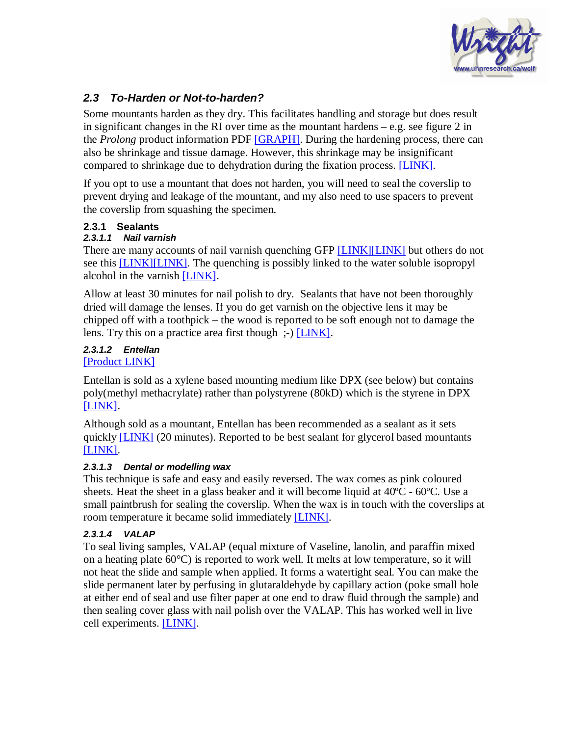### 2.3 To-Harden or Not-to-harden?

Some mountants harden as they dry. This facilitates handling and storage but does result in significant changes in the RI over time as the mountant hardens – e.g. see figure 2 in the *Prolong* product information PDF [GRAPH]. During the hardening process, there can also be shrinkage and tissue damage. However, this shrinkage may be insignificant compared to shrinkage due to dehydration during the fixation process. [LINK].

If you opt to use a mountant that does not harden, you will need to seal the coverslip to prevent drying and leakage of the mountant, and my also need to use spacers to prevent the coverslip from squashing the specimen.

#### 2.3.1 Sealants

##### *2.3.1.1 Nail varnish*

There are many accounts of nail varnish quenching GFP [LINK][LINK] but others do not see this [LINK][LINK]. The quenching is possibly linked to the water soluble isopropyl alcohol in the varnish [LINK].

Allow at least 30 minutes for nail polish to dry. Sealants that have not been thoroughly dried will damage the lenses. If you do get varnish on the objective lens it may be chipped off with a toothpick – the wood is reported to be soft enough not to damage the lens. Try this on a practice area first though ;-) [LINK].

##### *2.3.1.2 Entellan*

[Product LINK]

Entellan is sold as a xylene based mounting medium like DPX (see below) but contains poly(methyl methacrylate) rather than polystyrene (80kD) which is the styrene in DPX [LINK].

Although sold as a mountant, Entellan has been recommended as a sealant as it sets quickly [LINK] (20 minutes). Reported to be best sealant for glycerol based mountants [LINK].

##### *2.3.1.3 Dental or modelling wax*

This technique is safe and easy and easily reversed. The wax comes as pink coloured sheets. Heat the sheet in a glass beaker and it will become liquid at 40ºC - 60ºC. Use a small paintbrush for sealing the coverslip. When the wax is in touch with the coverslips at room temperature it became solid immediately [LINK].

##### *2.3.1.4 VALAP*

To seal living samples, VALAP (equal mixture of Vaseline, lanolin, and paraffin mixed on a heating plate 60°C) is reported to work well. It melts at low temperature, so it will not heat the slide and sample when applied. It forms a watertight seal. You can make the slide permanent later by perfusing in glutaraldehyde by capillary action (poke small hole at either end of seal and use filter paper at one end to draw fluid through the sample) and then sealing cover glass with nail polish over the VALAP. This has worked well in live cell experiments. [LINK].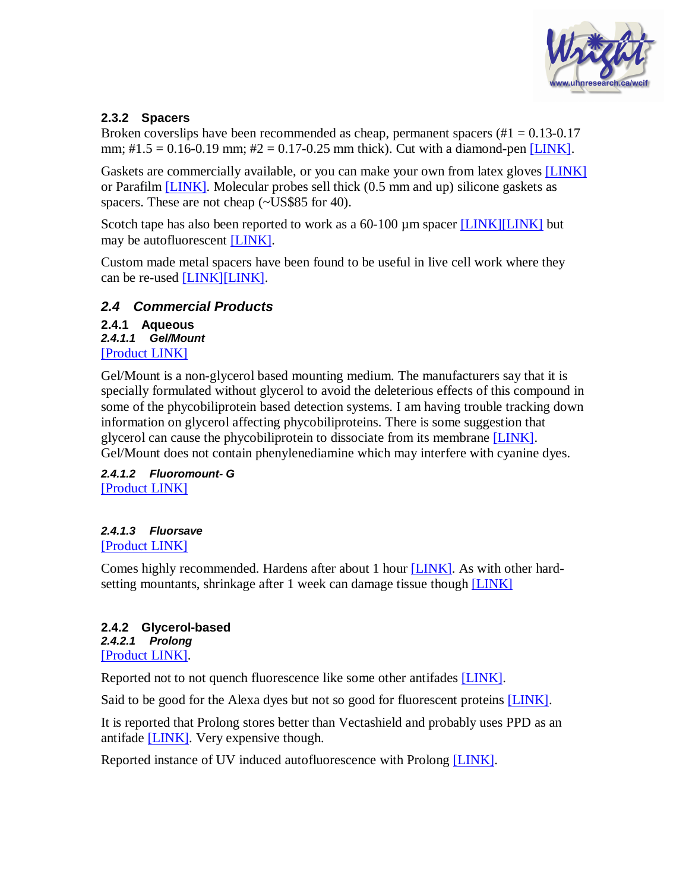### 2.3.2 Spacers

Broken coverslips have been recommended as cheap, permanent spacers (#1 = 0.13-0.17 mm; #1.5 = 0.16-0.19 mm; #2 = 0.17-0.25 mm thick). Cut with a diamond-pen [LINK].

Gaskets are commercially available, or you can make your own from latex gloves [LINK] or Parafilm [LINK]. Molecular probes sell thick (0.5 mm and up) silicone gaskets as spacers. These are not cheap (~US$85 for 40).

Scotch tape has also been reported to work as a 60-100 µm spacer [LINK][LINK] but may be autofluorescent [LINK].

Custom made metal spacers have been found to be useful in live cell work where they can be re-used [LINK][LINK].

## *2.4 Commercial Products*

### 2.4.1 Aqueous

#### *2.4.1.1 Gel/Mount*

[Product LINK]

Gel/Mount is a non-glycerol based mounting medium. The manufacturers say that it is specially formulated without glycerol to avoid the deleterious effects of this compound in some of the phycobiliprotein based detection systems. I am having trouble tracking down information on glycerol affecting phycobiliproteins. There is some suggestion that glycerol can cause the phycobiliprotein to dissociate from its membrane [LINK]. Gel/Mount does not contain phenylenediamine which may interfere with cyanine dyes.

#### *2.4.1.2 Fluoromount- G*

[Product LINK]

#### *2.4.1.3 Fluorsave*

[Product LINK]

Comes highly recommended. Hardens after about 1 hour [LINK]. As with other hard-setting mountants, shrinkage after 1 week can damage tissue though [LINK]

### 2.4.2 Glycerol-based

#### *2.4.2.1 Prolong*

[Product LINK].

Reported not to not quench fluorescence like some other antifades [LINK].

Said to be good for the Alexa dyes but not so good for fluorescent proteins [LINK].

It is reported that Prolong stores better than Vectashield and probably uses PPD as an antifade [LINK]. Very expensive though.

Reported instance of UV induced autofluorescence with Prolong [LINK].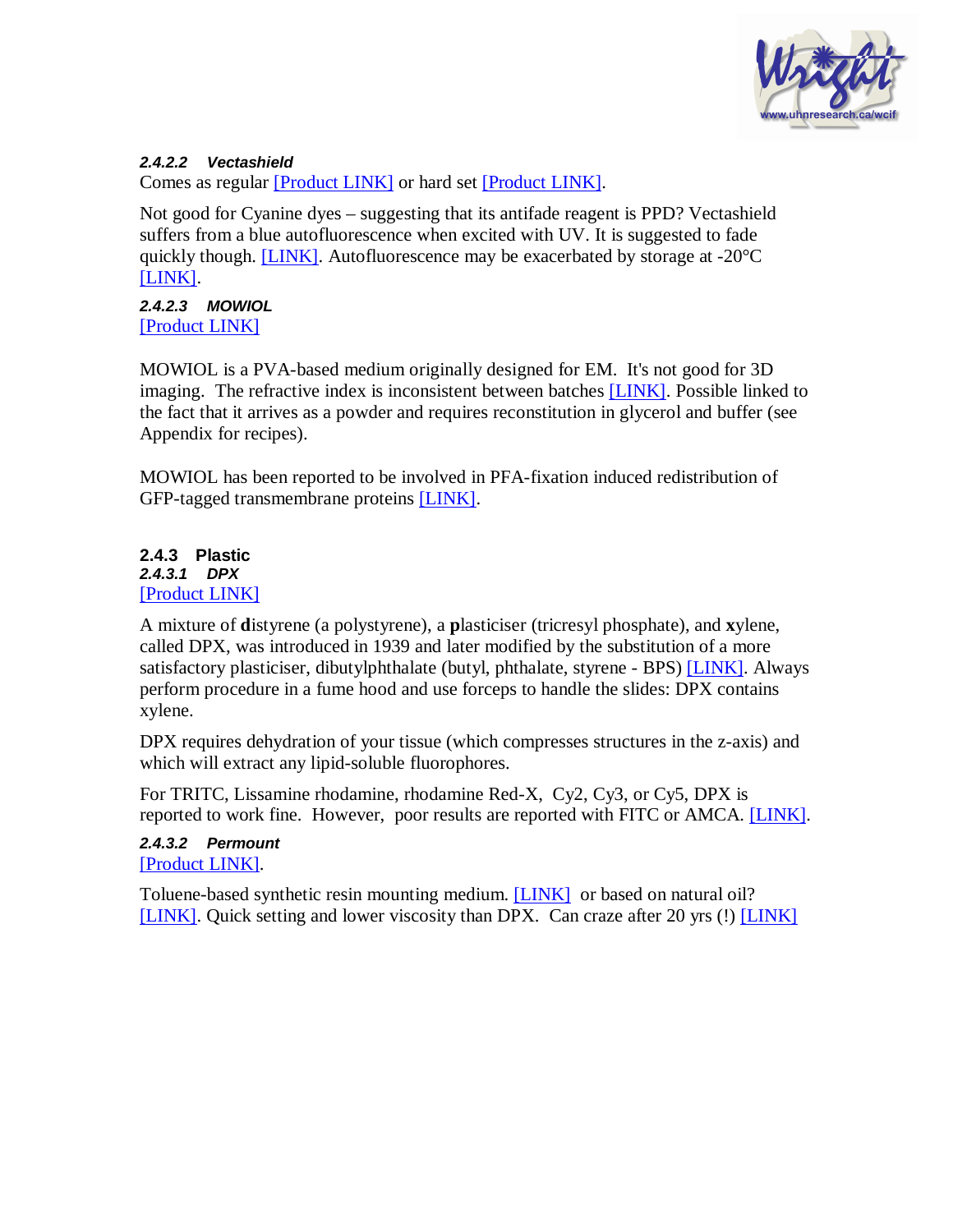#### 2.4.2.2 Vectashield

Comes as regular [Product LINK] or hard set [Product LINK].

Not good for Cyanine dyes – suggesting that its antifade reagent is PPD? Vectashield suffers from a blue autofluorescence when excited with UV. It is suggested to fade quickly though. [LINK]. Autofluorescence may be exacerbated by storage at -20°C [LINK].

#### 2.4.2.3 MOWIOL

[Product LINK]

MOWIOL is a PVA-based medium originally designed for EM. It's not good for 3D imaging. The refractive index is inconsistent between batches [LINK]. Possible linked to the fact that it arrives as a powder and requires reconstitution in glycerol and buffer (see Appendix for recipes).

MOWIOL has been reported to be involved in PFA-fixation induced redistribution of GFP-tagged transmembrane proteins [LINK].

### 2.4.3 Plastic

#### 2.4.3.1 DPX

[Product LINK]

A mixture of **d**istyrene (a polystyrene), a **p**lasticiser (tricresyl phosphate), and **x**ylene, called DPX, was introduced in 1939 and later modified by the substitution of a more satisfactory plasticiser, dibutylphthalate (butyl, phthalate, styrene - BPS) [LINK]. Always perform procedure in a fume hood and use forceps to handle the slides: DPX contains xylene.

DPX requires dehydration of your tissue (which compresses structures in the z-axis) and which will extract any lipid-soluble fluorophores.

For TRITC, Lissamine rhodamine, rhodamine Red-X, Cy2, Cy3, or Cy5, DPX is reported to work fine. However, poor results are reported with FITC or AMCA. [LINK].

#### 2.4.3.2 Permount

[Product LINK].

Toluene-based synthetic resin mounting medium. [LINK] or based on natural oil? [LINK]. Quick setting and lower viscosity than DPX. Can craze after 20 yrs (!) [LINK]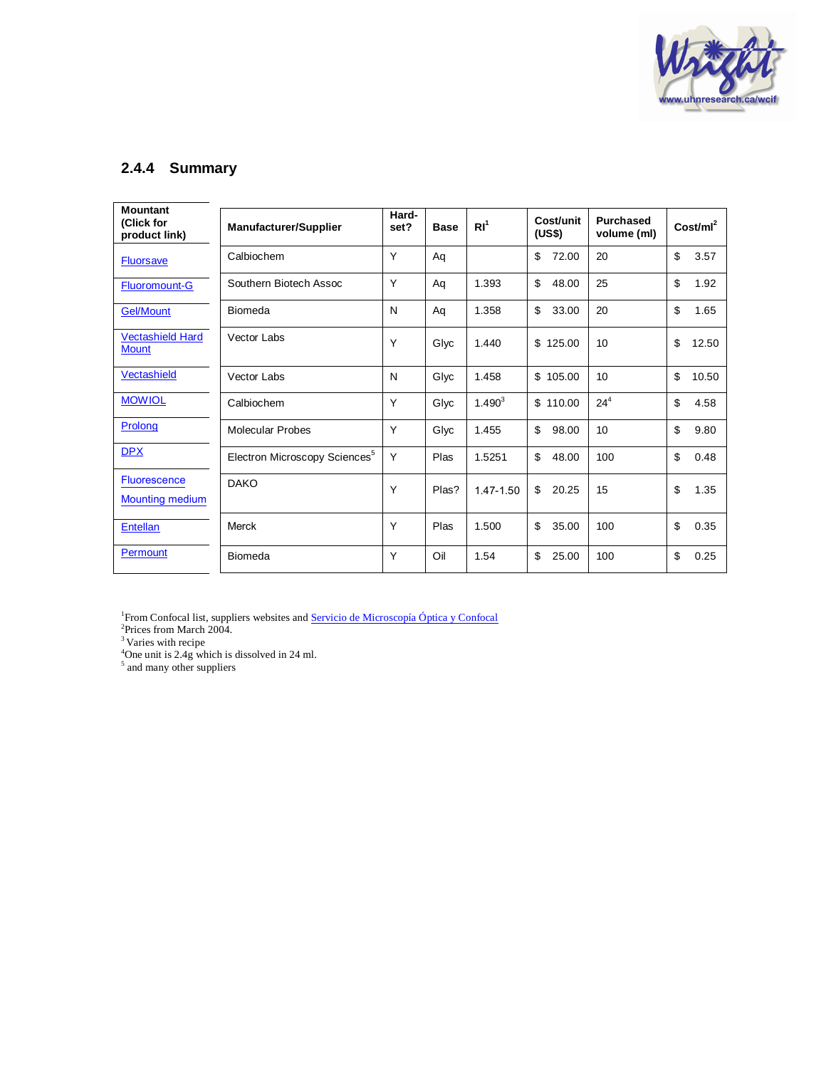### 2.4.4 Summary

| Mountant (Click for product link) | Manufacturer/Supplier | Hard-set? | Base | RI[1] | Cost/unit (US$) | Purchased volume (ml) | Cost/ml[2] |
|---|---|---|---|---|---|---|---|
| Fluorsave | Calbiochem | Y | Aq | | $ 72.00 | 20 | $ 3.57 |
| Fluoromount-G | Southern Biotech Assoc | Y | Aq | 1.393 | $ 48.00 | 25 | $ 1.92 |
| Gel/Mount | Biomeda | N | Aq | 1.358 | $ 33.00 | 20 | $ 1.65 |
| Vectashield Hard Mount | Vector Labs | Y | Glyc | 1.440 | $ 125.00 | 10 | $ 12.50 |
| Vectashield | Vector Labs | N | Glyc | 1.458 | $ 105.00 | 10 | $ 10.50 |
| MOWIOL | Calbiochem | Y | Glyc | 1.490[3] | $ 110.00 | 24[4] | $ 4.58 |
| Prolong | Molecular Probes | Y | Glyc | 1.455 | $ 98.00 | 10 | $ 9.80 |
| DPX | Electron Microscopy Sciences[5] | Y | Plas | 1.5251 | $ 48.00 | 100 | $ 0.48 |
| Fluorescence Mounting medium | DAKO | Y | Plas? | 1.47-1.50 | $ 20.25 | 15 | $ 1.35 |
| Entellan | Merck | Y | Plas | 1.500 | $ 35.00 | 100 | $ 0.35 |
| Permount | Biomeda | Y | Oil | 1.54 | $ 25.00 | 100 | $ 0.25 |

[1]From Confocal list, suppliers websites and Servicio de Microscopía Óptica y Confocal
[2]Prices from March 2004.
[3] Varies with recipe
[4]One unit is 2.4g which is dissolved in 24 ml.
[5] and many other suppliers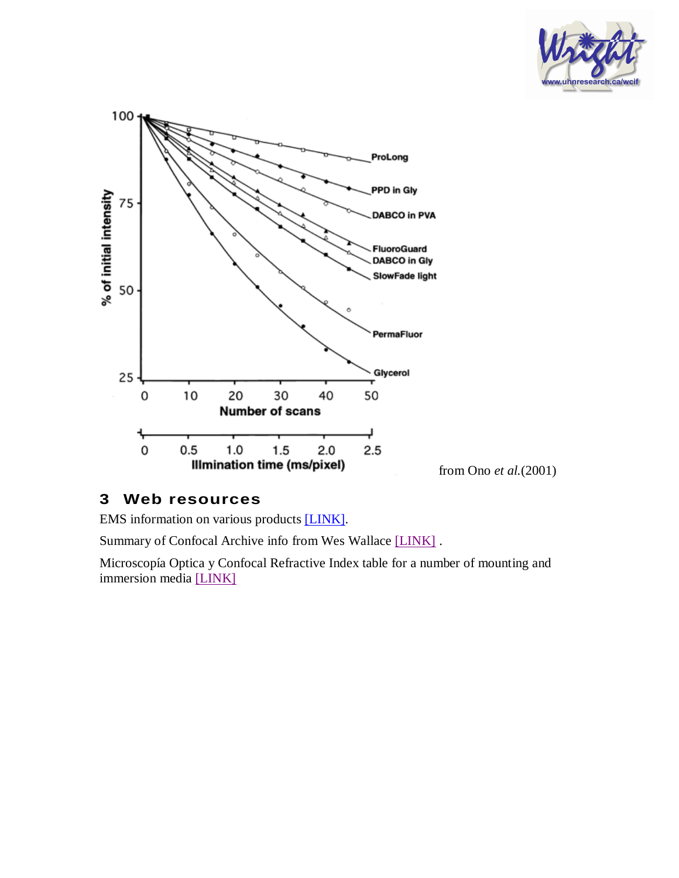from Ono *et al.*(2001)

## 3 Web resources

EMS information on various products [LINK].

Summary of Confocal Archive info from Wes Wallace [LINK] .

Microscopía Optica y Confocal Refractive Index table for a number of mounting and immersion media [LINK]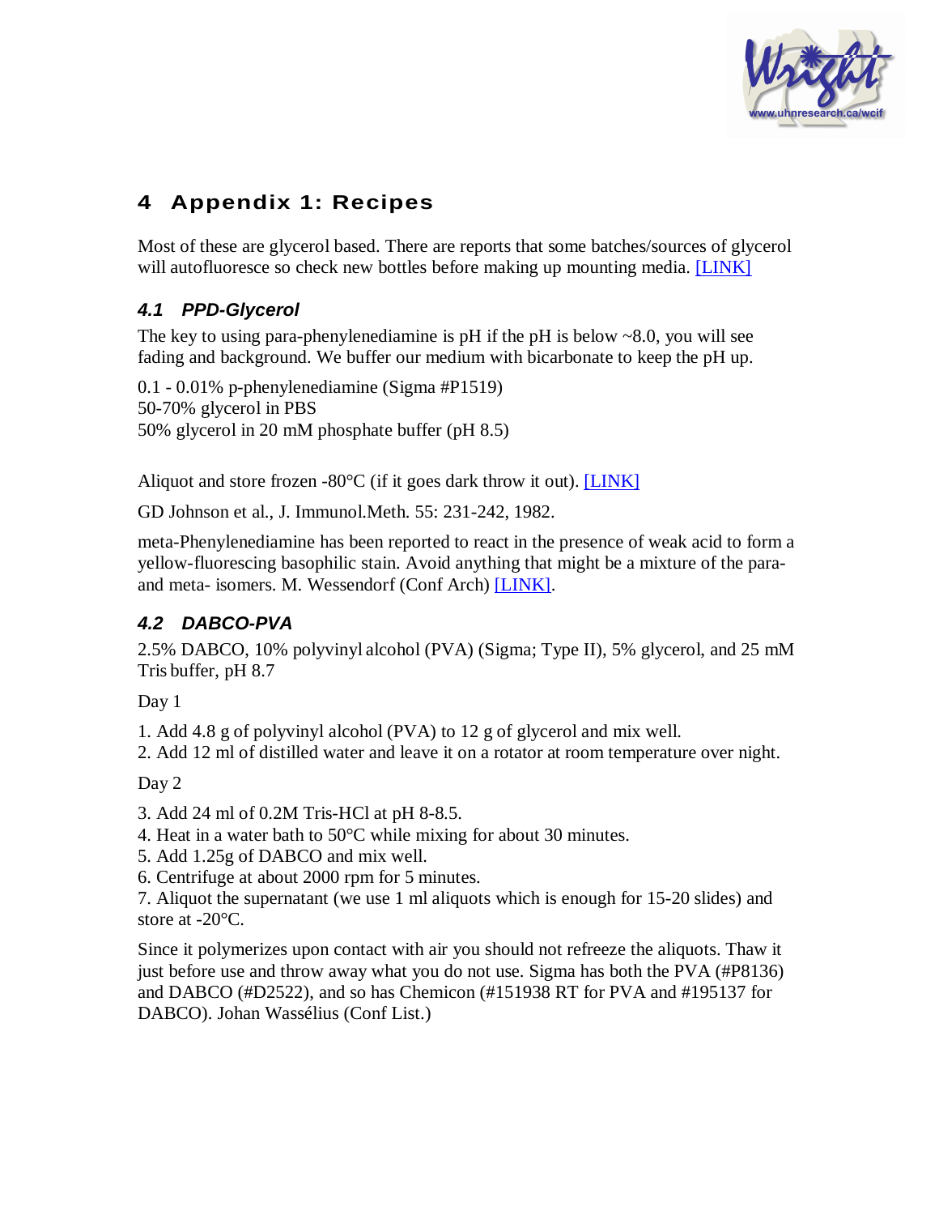# 4 Appendix 1: Recipes

Most of these are glycerol based. There are reports that some batches/sources of glycerol will autofluoresce so check new bottles before making up mounting media. [LINK]

## 4.1 PPD-Glycerol

The key to using para-phenylenediamine is pH if the pH is below ~8.0, you will see fading and background. We buffer our medium with bicarbonate to keep the pH up.

0.1 - 0.01% p-phenylenediamine (Sigma #P1519)
50-70% glycerol in PBS
50% glycerol in 20 mM phosphate buffer (pH 8.5)

Aliquot and store frozen -80°C (if it goes dark throw it out). [LINK]

GD Johnson et al., J. Immunol.Meth. 55: 231-242, 1982.

meta-Phenylenediamine has been reported to react in the presence of weak acid to form a yellow-fluorescing basophilic stain. Avoid anything that might be a mixture of the para- and meta- isomers. M. Wessendorf (Conf Arch) [LINK].

## 4.2 DABCO-PVA

2.5% DABCO, 10% polyvinyl alcohol (PVA) (Sigma; Type II), 5% glycerol, and 25 mM Tris buffer, pH 8.7

Day 1

1. Add 4.8 g of polyvinyl alcohol (PVA) to 12 g of glycerol and mix well.
2. Add 12 ml of distilled water and leave it on a rotator at room temperature over night.

Day 2

3. Add 24 ml of 0.2M Tris-HCl at pH 8-8.5.
4. Heat in a water bath to 50°C while mixing for about 30 minutes.
5. Add 1.25g of DABCO and mix well.
6. Centrifuge at about 2000 rpm for 5 minutes.
7. Aliquot the supernatant (we use 1 ml aliquots which is enough for 15-20 slides) and store at -20°C.

Since it polymerizes upon contact with air you should not refreeze the aliquots. Thaw it just before use and throw away what you do not use. Sigma has both the PVA (#P8136) and DABCO (#D2522), and so has Chemicon (#151938 RT for PVA and #195137 for DABCO). Johan Wassélius (Conf List.)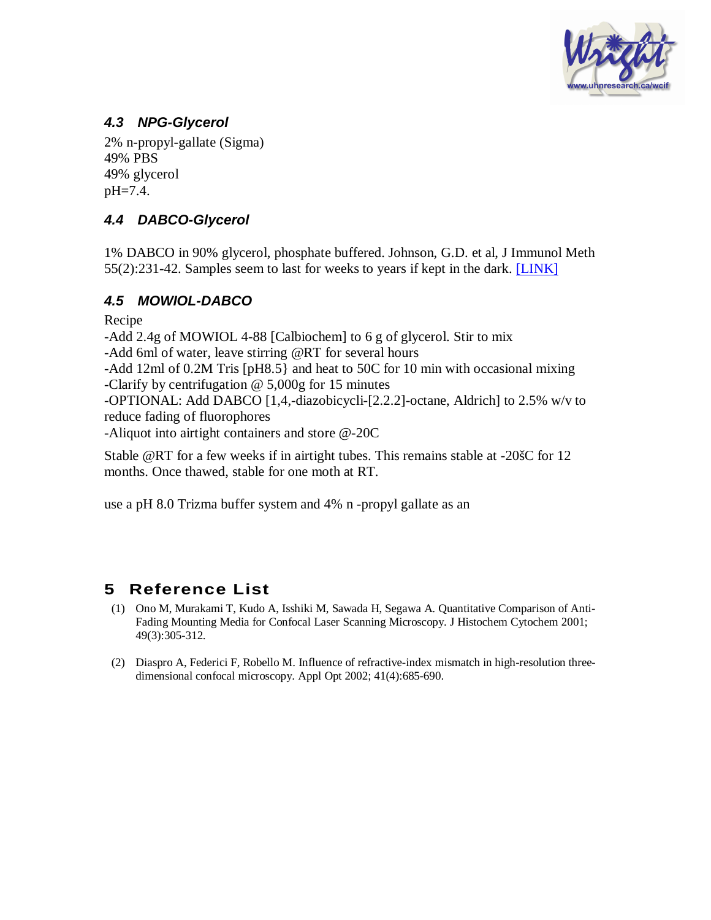### 4.3 NPG-Glycerol

2% n-propyl-gallate (Sigma)
49% PBS
49% glycerol
pH=7.4.

### 4.4 DABCO-Glycerol

1% DABCO in 90% glycerol, phosphate buffered. Johnson, G.D. et al, J Immunol Meth 55(2):231-42. Samples seem to last for weeks to years if kept in the dark. [LINK]

### 4.5 MOWIOL-DABCO

Recipe
-Add 2.4g of MOWIOL 4-88 [Calbiochem] to 6 g of glycerol. Stir to mix
-Add 6ml of water, leave stirring @RT for several hours
-Add 12ml of 0.2M Tris [pH8.5} and heat to 50C for 10 min with occasional mixing
-Clarify by centrifugation @ 5,000g for 15 minutes
-OPTIONAL: Add DABCO [1,4,-diazobicycli-[2.2.2]-octane, Aldrich] to 2.5% w/v to reduce fading of fluorophores
-Aliquot into airtight containers and store @-20C

Stable @RT for a few weeks if in airtight tubes. This remains stable at -20šC for 12 months. Once thawed, stable for one moth at RT.

use a pH 8.0 Trizma buffer system and 4% n -propyl gallate as an

## 5 Reference List

(1) Ono M, Murakami T, Kudo A, Isshiki M, Sawada H, Segawa A. Quantitative Comparison of Anti-Fading Mounting Media for Confocal Laser Scanning Microscopy. J Histochem Cytochem 2001; 49(3):305-312.

(2) Diaspro A, Federici F, Robello M. Influence of refractive-index mismatch in high-resolution three-dimensional confocal microscopy. Appl Opt 2002; 41(4):685-690.